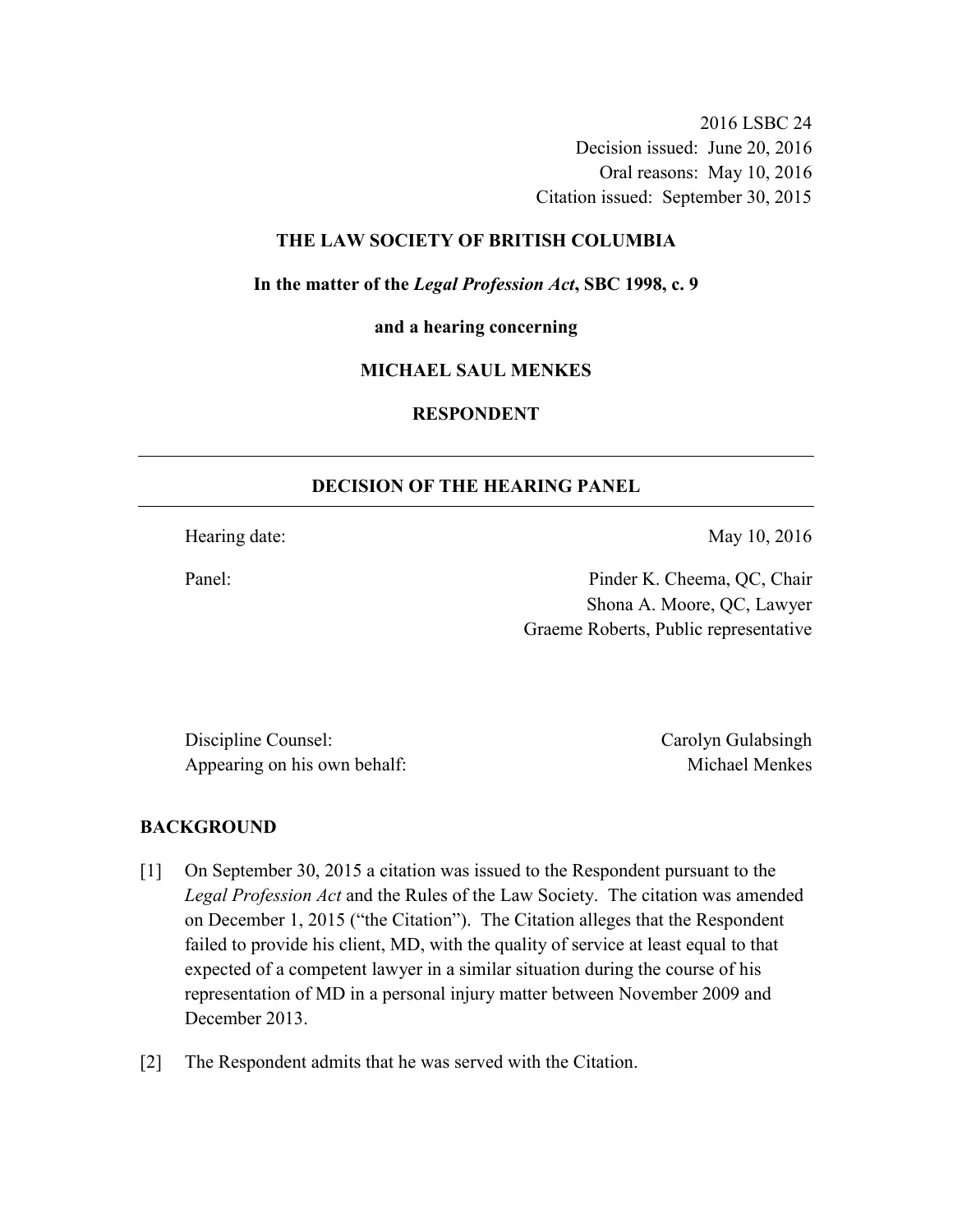2016 LSBC 24
Decision issued: June 20, 2016
Oral reasons: May 10, 2016
Citation issued: September 30, 2015

**THE LAW SOCIETY OF BRITISH COLUMBIA**

**In the matter of the *Legal Profession Act*, SBC 1998, c. 9**

**and a hearing concerning**

**MICHAEL SAUL MENKES**

**RESPONDENT**

---

## DECISION OF THE HEARING PANEL

---

Hearing date: May 10, 2016

Panel: Pinder K. Cheema, QC, Chair
Shona A. Moore, QC, Lawyer
Graeme Roberts, Public representative

Discipline Counsel: Carolyn Gulabsingh
Appearing on his own behalf: Michael Menkes

## BACKGROUND

[1] On September 30, 2015 a citation was issued to the Respondent pursuant to the *Legal Profession Act* and the Rules of the Law Society. The citation was amended on December 1, 2015 ("the Citation"). The Citation alleges that the Respondent failed to provide his client, MD, with the quality of service at least equal to that expected of a competent lawyer in a similar situation during the course of his representation of MD in a personal injury matter between November 2009 and December 2013.

[2] The Respondent admits that he was served with the Citation.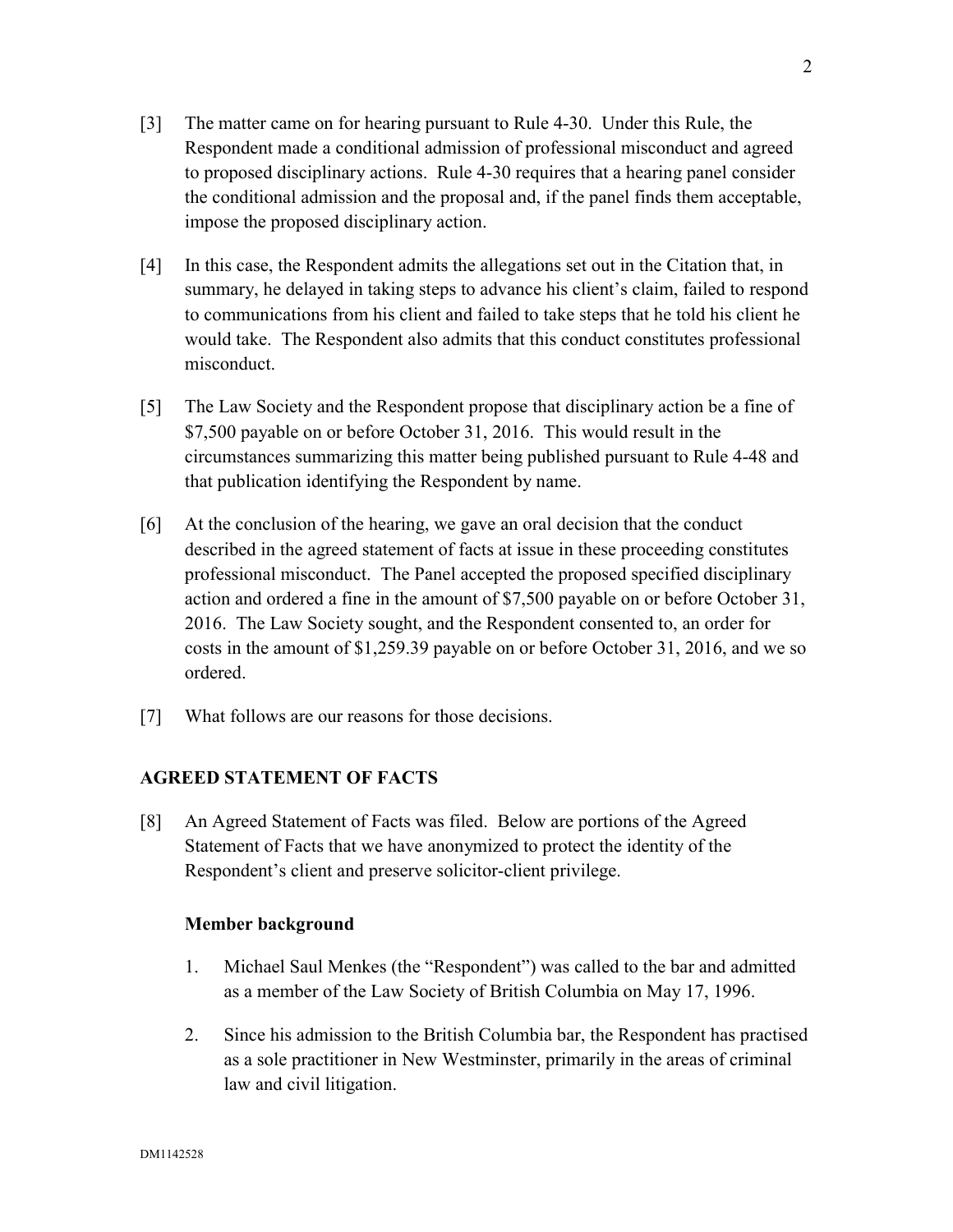[3] The matter came on for hearing pursuant to Rule 4-30. Under this Rule, the Respondent made a conditional admission of professional misconduct and agreed to proposed disciplinary actions. Rule 4-30 requires that a hearing panel consider the conditional admission and the proposal and, if the panel finds them acceptable, impose the proposed disciplinary action.

[4] In this case, the Respondent admits the allegations set out in the Citation that, in summary, he delayed in taking steps to advance his client's claim, failed to respond to communications from his client and failed to take steps that he told his client he would take. The Respondent also admits that this conduct constitutes professional misconduct.

[5] The Law Society and the Respondent propose that disciplinary action be a fine of $7,500 payable on or before October 31, 2016. This would result in the circumstances summarizing this matter being published pursuant to Rule 4-48 and that publication identifying the Respondent by name.

[6] At the conclusion of the hearing, we gave an oral decision that the conduct described in the agreed statement of facts at issue in these proceeding constitutes professional misconduct. The Panel accepted the proposed specified disciplinary action and ordered a fine in the amount of $7,500 payable on or before October 31, 2016. The Law Society sought, and the Respondent consented to, an order for costs in the amount of $1,259.39 payable on or before October 31, 2016, and we so ordered.

[7] What follows are our reasons for those decisions.

## AGREED STATEMENT OF FACTS

[8] An Agreed Statement of Facts was filed. Below are portions of the Agreed Statement of Facts that we have anonymized to protect the identity of the Respondent's client and preserve solicitor-client privilege.

### Member background

1. Michael Saul Menkes (the "Respondent") was called to the bar and admitted as a member of the Law Society of British Columbia on May 17, 1996.

2. Since his admission to the British Columbia bar, the Respondent has practised as a sole practitioner in New Westminster, primarily in the areas of criminal law and civil litigation.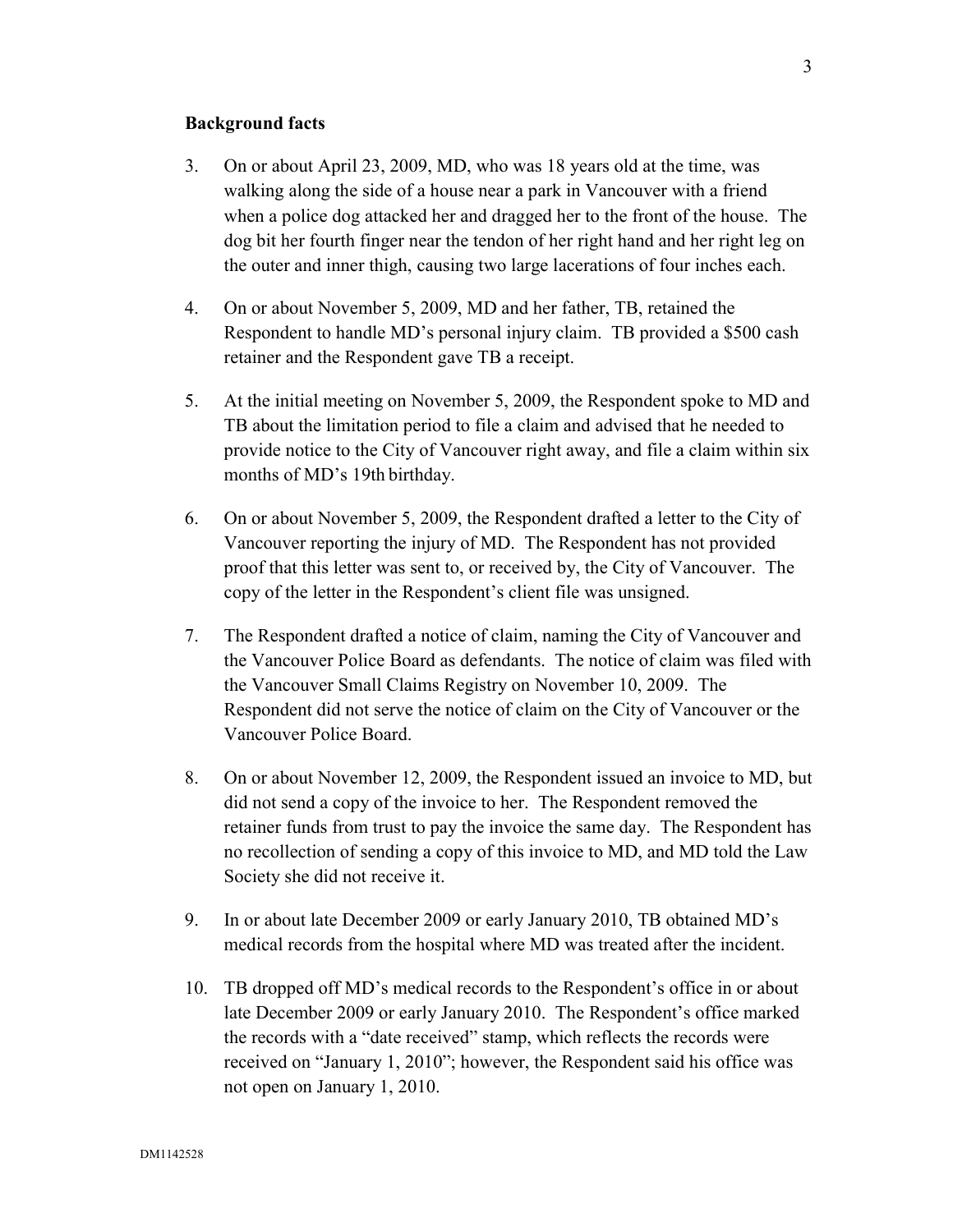**Background facts**

3. On or about April 23, 2009, MD, who was 18 years old at the time, was walking along the side of a house near a park in Vancouver with a friend when a police dog attacked her and dragged her to the front of the house. The dog bit her fourth finger near the tendon of her right hand and her right leg on the outer and inner thigh, causing two large lacerations of four inches each.

4. On or about November 5, 2009, MD and her father, TB, retained the Respondent to handle MD's personal injury claim. TB provided a $500 cash retainer and the Respondent gave TB a receipt.

5. At the initial meeting on November 5, 2009, the Respondent spoke to MD and TB about the limitation period to file a claim and advised that he needed to provide notice to the City of Vancouver right away, and file a claim within six months of MD's 19th birthday.

6. On or about November 5, 2009, the Respondent drafted a letter to the City of Vancouver reporting the injury of MD. The Respondent has not provided proof that this letter was sent to, or received by, the City of Vancouver. The copy of the letter in the Respondent's client file was unsigned.

7. The Respondent drafted a notice of claim, naming the City of Vancouver and the Vancouver Police Board as defendants. The notice of claim was filed with the Vancouver Small Claims Registry on November 10, 2009. The Respondent did not serve the notice of claim on the City of Vancouver or the Vancouver Police Board.

8. On or about November 12, 2009, the Respondent issued an invoice to MD, but did not send a copy of the invoice to her. The Respondent removed the retainer funds from trust to pay the invoice the same day. The Respondent has no recollection of sending a copy of this invoice to MD, and MD told the Law Society she did not receive it.

9. In or about late December 2009 or early January 2010, TB obtained MD's medical records from the hospital where MD was treated after the incident.

10. TB dropped off MD's medical records to the Respondent's office in or about late December 2009 or early January 2010. The Respondent's office marked the records with a "date received" stamp, which reflects the records were received on "January 1, 2010"; however, the Respondent said his office was not open on January 1, 2010.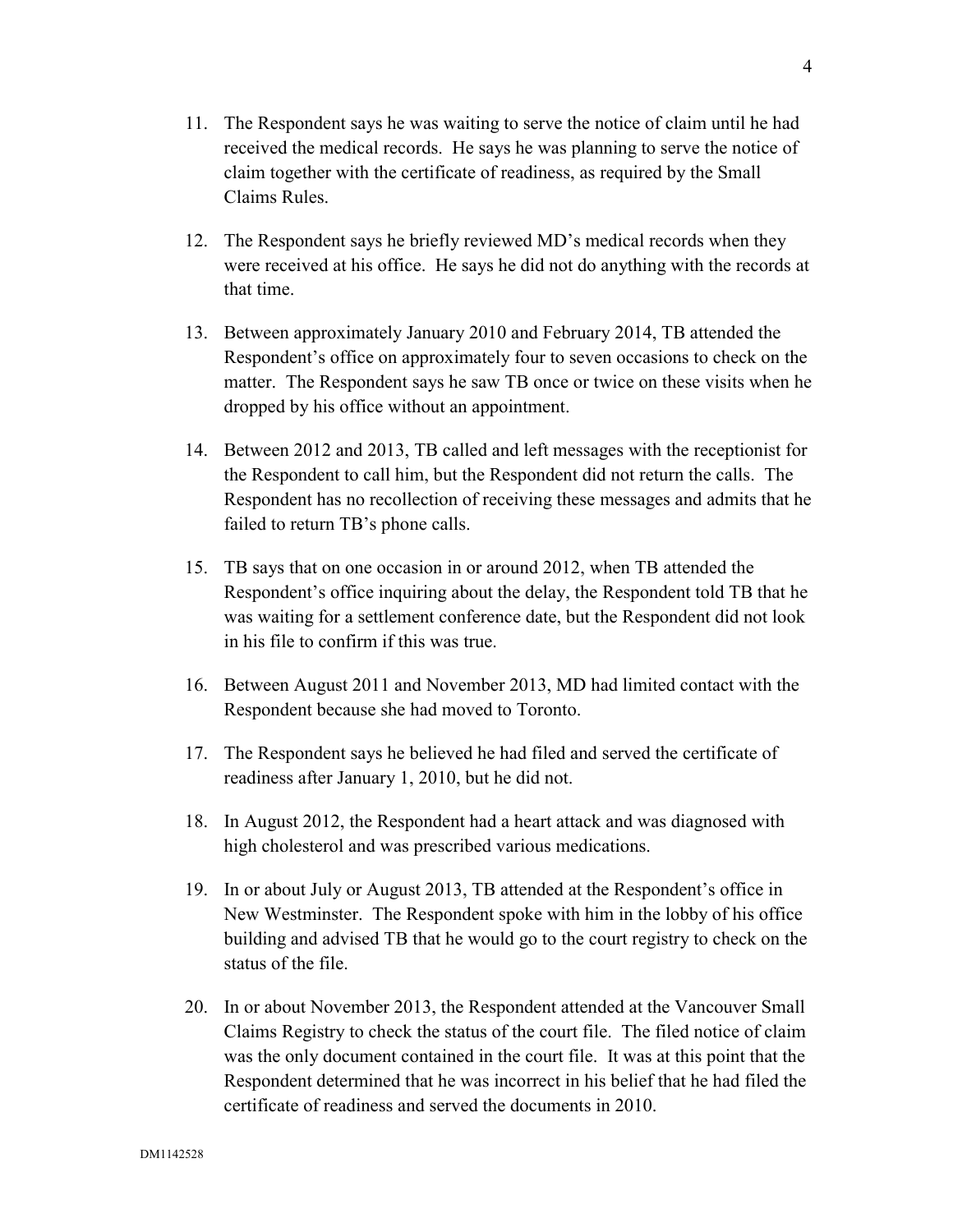11. The Respondent says he was waiting to serve the notice of claim until he had received the medical records. He says he was planning to serve the notice of claim together with the certificate of readiness, as required by the Small Claims Rules.

12. The Respondent says he briefly reviewed MD's medical records when they were received at his office. He says he did not do anything with the records at that time.

13. Between approximately January 2010 and February 2014, TB attended the Respondent's office on approximately four to seven occasions to check on the matter. The Respondent says he saw TB once or twice on these visits when he dropped by his office without an appointment.

14. Between 2012 and 2013, TB called and left messages with the receptionist for the Respondent to call him, but the Respondent did not return the calls. The Respondent has no recollection of receiving these messages and admits that he failed to return TB's phone calls.

15. TB says that on one occasion in or around 2012, when TB attended the Respondent's office inquiring about the delay, the Respondent told TB that he was waiting for a settlement conference date, but the Respondent did not look in his file to confirm if this was true.

16. Between August 2011 and November 2013, MD had limited contact with the Respondent because she had moved to Toronto.

17. The Respondent says he believed he had filed and served the certificate of readiness after January 1, 2010, but he did not.

18. In August 2012, the Respondent had a heart attack and was diagnosed with high cholesterol and was prescribed various medications.

19. In or about July or August 2013, TB attended at the Respondent's office in New Westminster. The Respondent spoke with him in the lobby of his office building and advised TB that he would go to the court registry to check on the status of the file.

20. In or about November 2013, the Respondent attended at the Vancouver Small Claims Registry to check the status of the court file. The filed notice of claim was the only document contained in the court file. It was at this point that the Respondent determined that he was incorrect in his belief that he had filed the certificate of readiness and served the documents in 2010.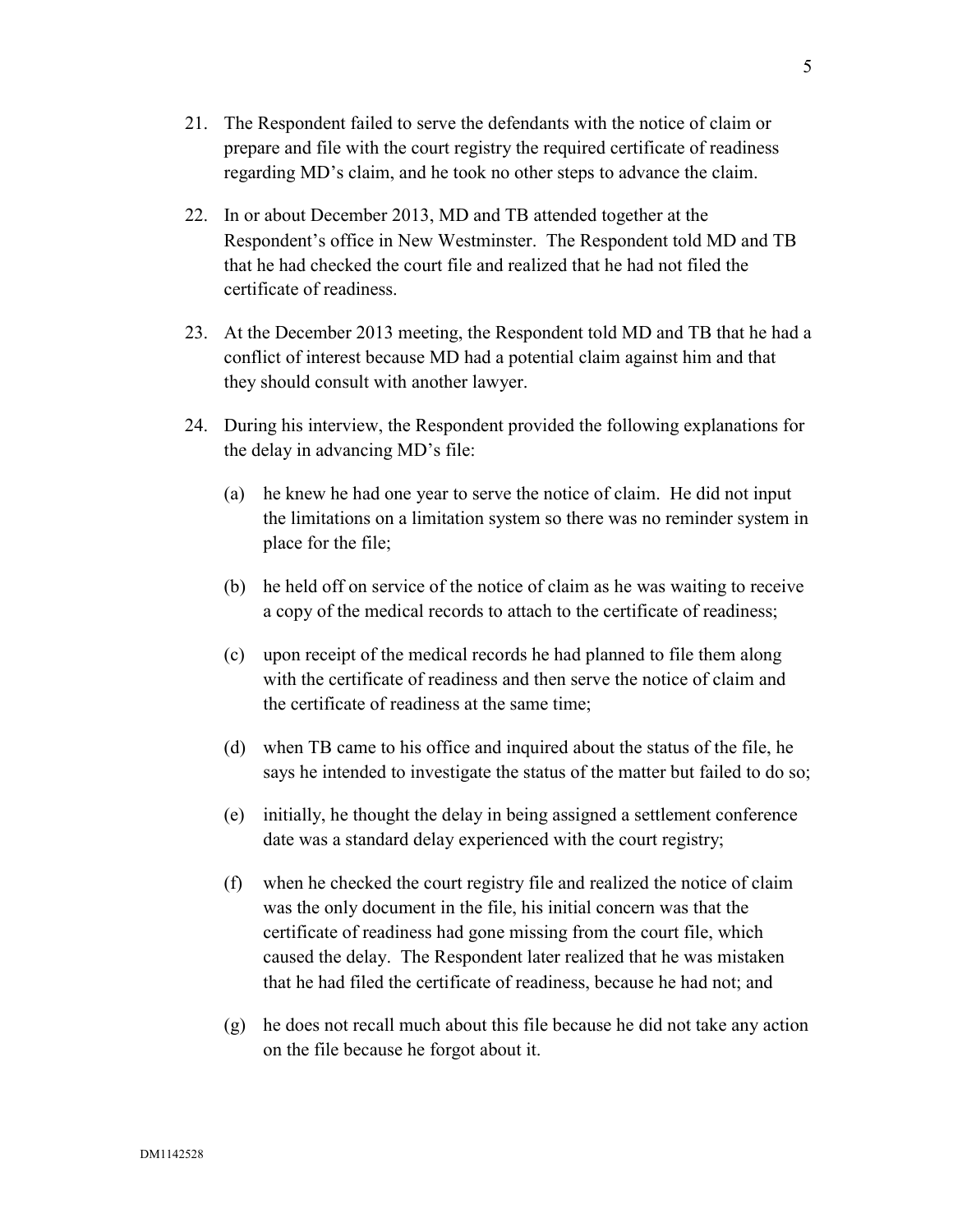21. The Respondent failed to serve the defendants with the notice of claim or prepare and file with the court registry the required certificate of readiness regarding MD's claim, and he took no other steps to advance the claim.

22. In or about December 2013, MD and TB attended together at the Respondent's office in New Westminster. The Respondent told MD and TB that he had checked the court file and realized that he had not filed the certificate of readiness.

23. At the December 2013 meeting, the Respondent told MD and TB that he had a conflict of interest because MD had a potential claim against him and that they should consult with another lawyer.

24. During his interview, the Respondent provided the following explanations for the delay in advancing MD's file:

    (a) he knew he had one year to serve the notice of claim. He did not input the limitations on a limitation system so there was no reminder system in place for the file;

    (b) he held off on service of the notice of claim as he was waiting to receive a copy of the medical records to attach to the certificate of readiness;

    (c) upon receipt of the medical records he had planned to file them along with the certificate of readiness and then serve the notice of claim and the certificate of readiness at the same time;

    (d) when TB came to his office and inquired about the status of the file, he says he intended to investigate the status of the matter but failed to do so;

    (e) initially, he thought the delay in being assigned a settlement conference date was a standard delay experienced with the court registry;

    (f) when he checked the court registry file and realized the notice of claim was the only document in the file, his initial concern was that the certificate of readiness had gone missing from the court file, which caused the delay. The Respondent later realized that he was mistaken that he had filed the certificate of readiness, because he had not; and

    (g) he does not recall much about this file because he did not take any action on the file because he forgot about it.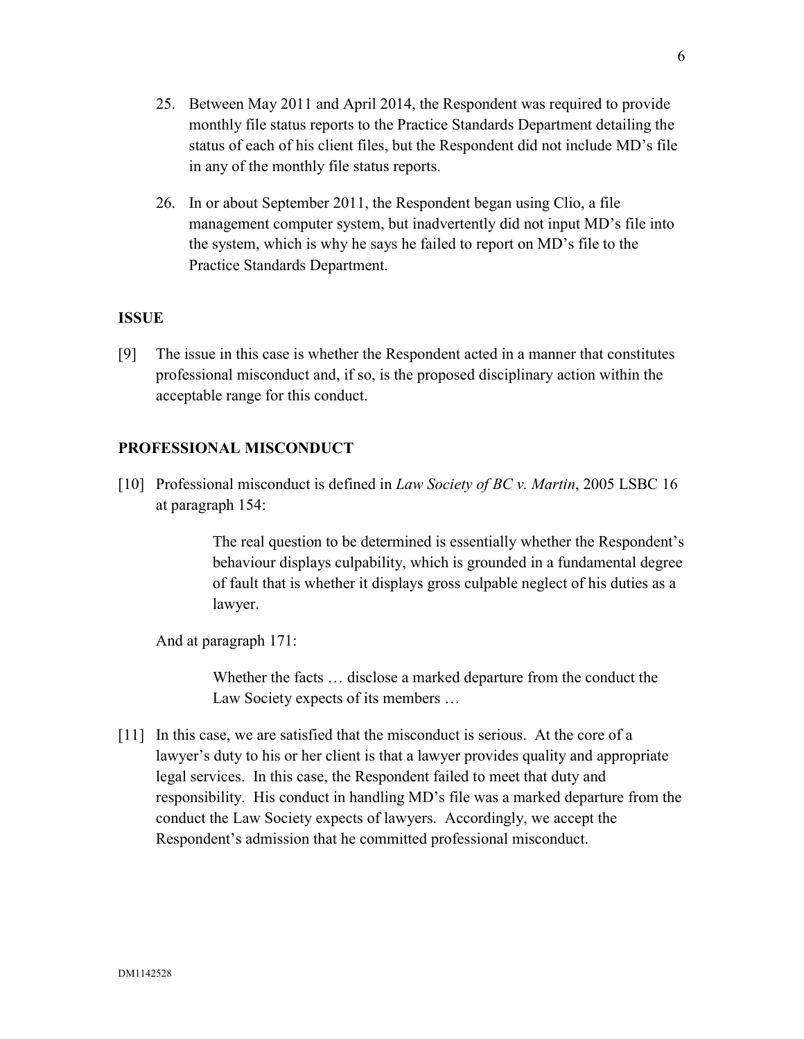25. Between May 2011 and April 2014, the Respondent was required to provide monthly file status reports to the Practice Standards Department detailing the status of each of his client files, but the Respondent did not include MD's file in any of the monthly file status reports.

26. In or about September 2011, the Respondent began using Clio, a file management computer system, but inadvertently did not input MD's file into the system, which is why he says he failed to report on MD's file to the Practice Standards Department.

## ISSUE

[9] The issue in this case is whether the Respondent acted in a manner that constitutes professional misconduct and, if so, is the proposed disciplinary action within the acceptable range for this conduct.

## PROFESSIONAL MISCONDUCT

[10] Professional misconduct is defined in *Law Society of BC v. Martin*, 2005 LSBC 16 at paragraph 154:

> The real question to be determined is essentially whether the Respondent's behaviour displays culpability, which is grounded in a fundamental degree of fault that is whether it displays gross culpable neglect of his duties as a lawyer.

And at paragraph 171:

> Whether the facts … disclose a marked departure from the conduct the Law Society expects of its members …

[11] In this case, we are satisfied that the misconduct is serious. At the core of a lawyer's duty to his or her client is that a lawyer provides quality and appropriate legal services. In this case, the Respondent failed to meet that duty and responsibility. His conduct in handling MD's file was a marked departure from the conduct the Law Society expects of lawyers. Accordingly, we accept the Respondent's admission that he committed professional misconduct.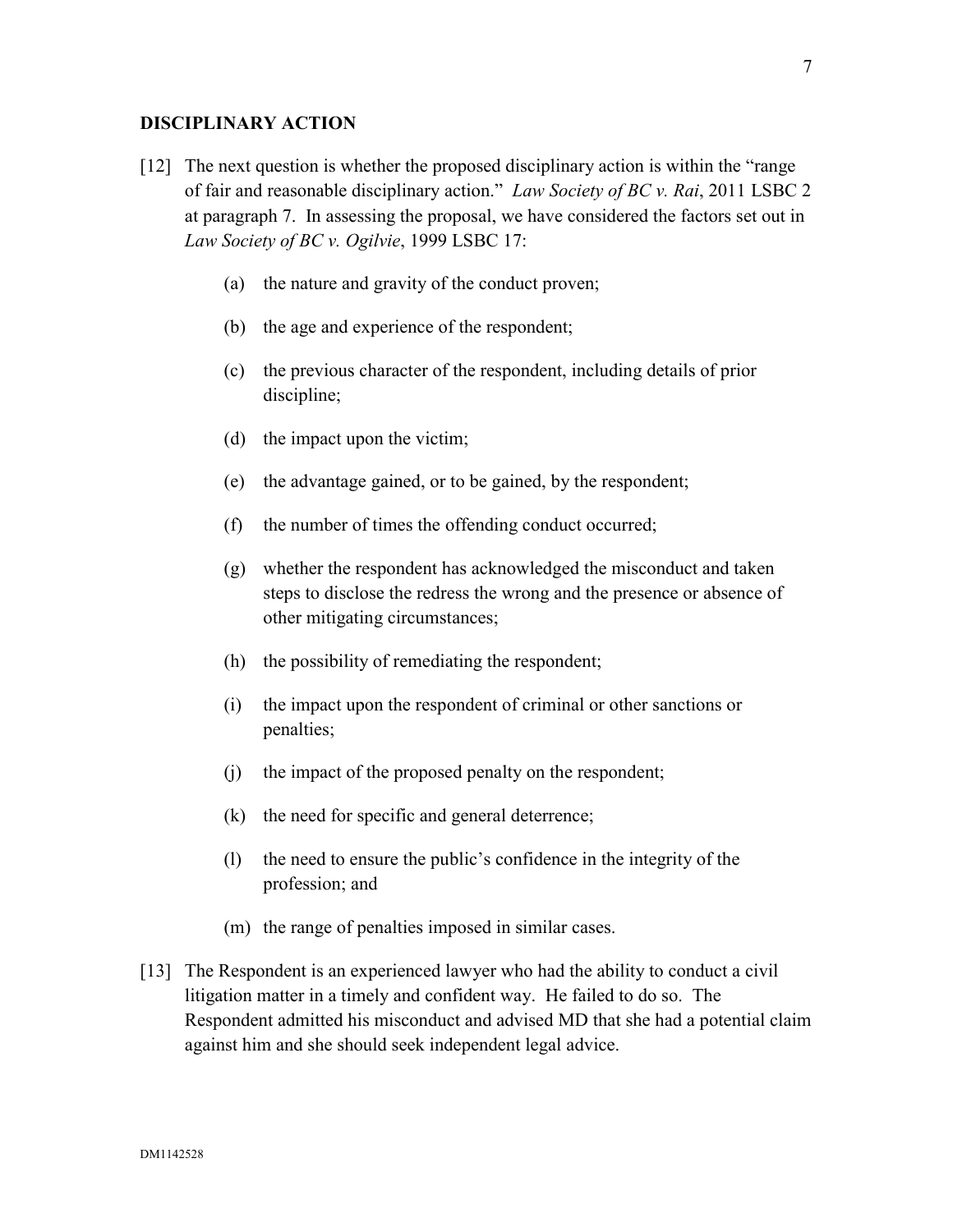## DISCIPLINARY ACTION

[12] The next question is whether the proposed disciplinary action is within the "range of fair and reasonable disciplinary action." *Law Society of BC v. Rai*, 2011 LSBC 2 at paragraph 7. In assessing the proposal, we have considered the factors set out in *Law Society of BC v. Ogilvie*, 1999 LSBC 17:

(a) the nature and gravity of the conduct proven;

(b) the age and experience of the respondent;

(c) the previous character of the respondent, including details of prior discipline;

(d) the impact upon the victim;

(e) the advantage gained, or to be gained, by the respondent;

(f) the number of times the offending conduct occurred;

(g) whether the respondent has acknowledged the misconduct and taken steps to disclose the redress the wrong and the presence or absence of other mitigating circumstances;

(h) the possibility of remediating the respondent;

(i) the impact upon the respondent of criminal or other sanctions or penalties;

(j) the impact of the proposed penalty on the respondent;

(k) the need for specific and general deterrence;

(l) the need to ensure the public's confidence in the integrity of the profession; and

(m) the range of penalties imposed in similar cases.

[13] The Respondent is an experienced lawyer who had the ability to conduct a civil litigation matter in a timely and confident way. He failed to do so. The Respondent admitted his misconduct and advised MD that she had a potential claim against him and she should seek independent legal advice.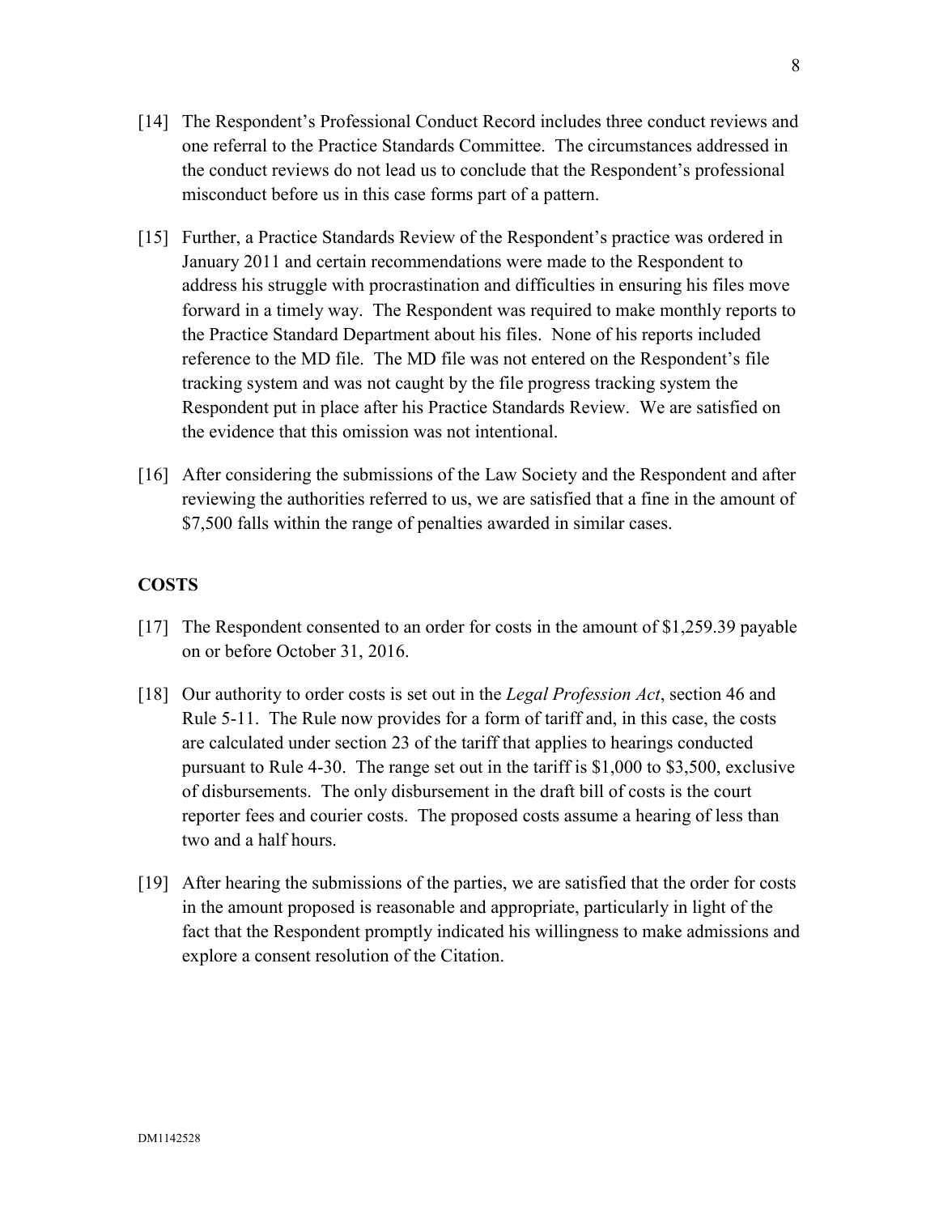[14] The Respondent's Professional Conduct Record includes three conduct reviews and one referral to the Practice Standards Committee. The circumstances addressed in the conduct reviews do not lead us to conclude that the Respondent's professional misconduct before us in this case forms part of a pattern.

[15] Further, a Practice Standards Review of the Respondent's practice was ordered in January 2011 and certain recommendations were made to the Respondent to address his struggle with procrastination and difficulties in ensuring his files move forward in a timely way. The Respondent was required to make monthly reports to the Practice Standard Department about his files. None of his reports included reference to the MD file. The MD file was not entered on the Respondent's file tracking system and was not caught by the file progress tracking system the Respondent put in place after his Practice Standards Review. We are satisfied on the evidence that this omission was not intentional.

[16] After considering the submissions of the Law Society and the Respondent and after reviewing the authorities referred to us, we are satisfied that a fine in the amount of $7,500 falls within the range of penalties awarded in similar cases.

## COSTS

[17] The Respondent consented to an order for costs in the amount of $1,259.39 payable on or before October 31, 2016.

[18] Our authority to order costs is set out in the *Legal Profession Act*, section 46 and Rule 5-11. The Rule now provides for a form of tariff and, in this case, the costs are calculated under section 23 of the tariff that applies to hearings conducted pursuant to Rule 4-30. The range set out in the tariff is $1,000 to $3,500, exclusive of disbursements. The only disbursement in the draft bill of costs is the court reporter fees and courier costs. The proposed costs assume a hearing of less than two and a half hours.

[19] After hearing the submissions of the parties, we are satisfied that the order for costs in the amount proposed is reasonable and appropriate, particularly in light of the fact that the Respondent promptly indicated his willingness to make admissions and explore a consent resolution of the Citation.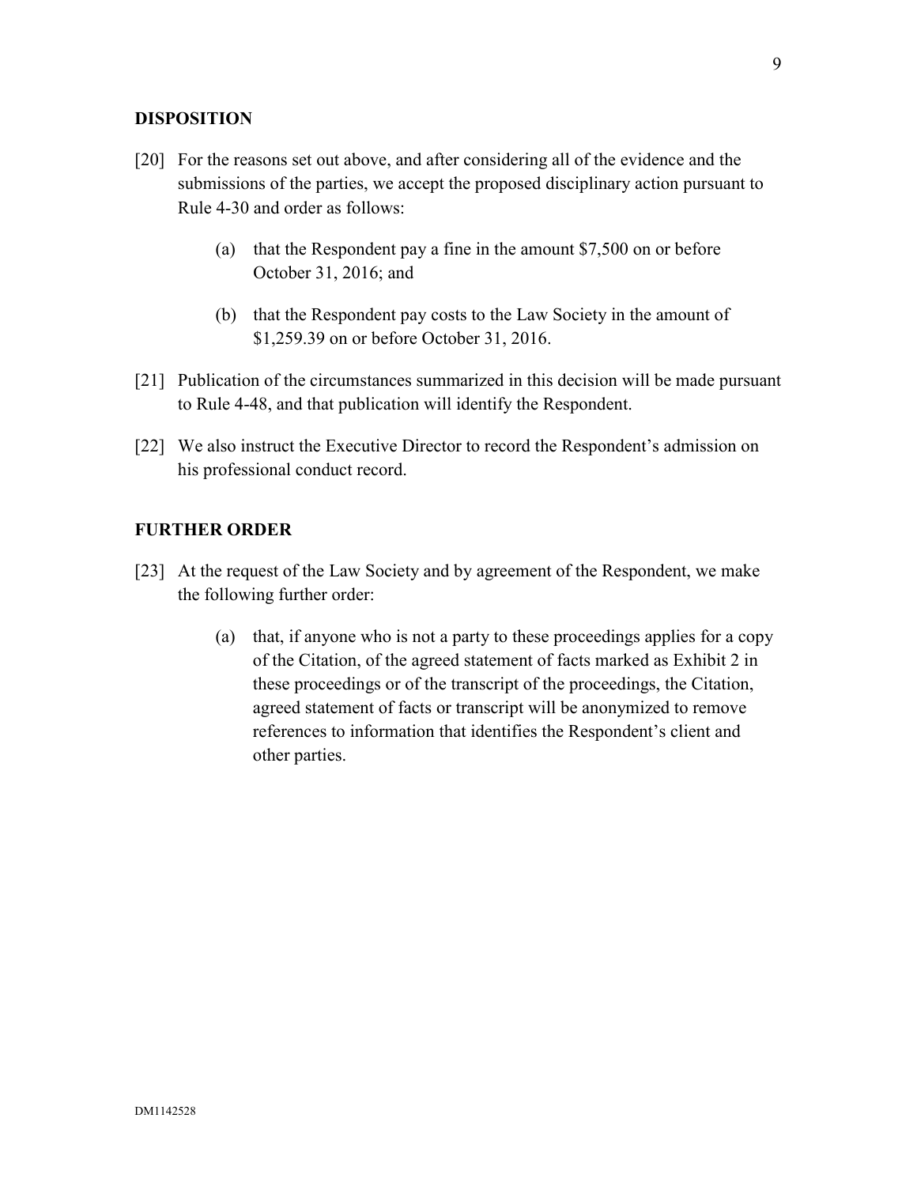## DISPOSITION

[20] For the reasons set out above, and after considering all of the evidence and the submissions of the parties, we accept the proposed disciplinary action pursuant to Rule 4-30 and order as follows:

(a) that the Respondent pay a fine in the amount $7,500 on or before October 31, 2016; and

(b) that the Respondent pay costs to the Law Society in the amount of $1,259.39 on or before October 31, 2016.

[21] Publication of the circumstances summarized in this decision will be made pursuant to Rule 4-48, and that publication will identify the Respondent.

[22] We also instruct the Executive Director to record the Respondent's admission on his professional conduct record.

## FURTHER ORDER

[23] At the request of the Law Society and by agreement of the Respondent, we make the following further order:

(a) that, if anyone who is not a party to these proceedings applies for a copy of the Citation, of the agreed statement of facts marked as Exhibit 2 in these proceedings or of the transcript of the proceedings, the Citation, agreed statement of facts or transcript will be anonymized to remove references to information that identifies the Respondent's client and other parties.

DM1142528